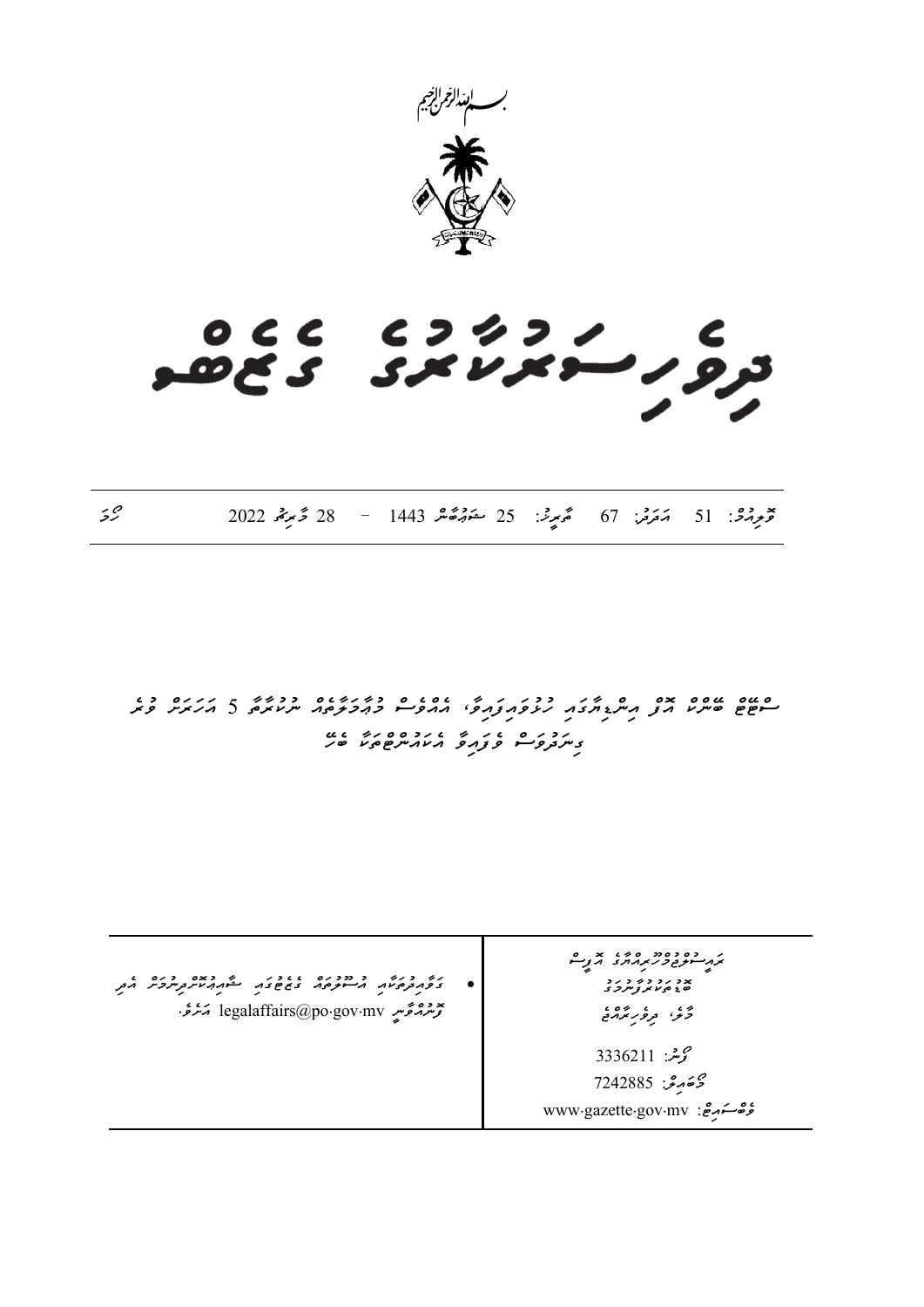بسم الله الرحمن الرحيم

# ދިވެހިސަރުކާރުގެ ގެޒެޓު

ވޮލިއުމް: 51 އަދަދު: 67 ތާރީޚު: 25 ޝަޢުބާން 1443 - 28 މާރިޗު 2022 ހޯމަ

## ސްޓޭޓް ބޭންކް އޮފް އިންޑިއާގައި ހުޅުވައިފައިވާ، އެއްވެސް މުޢާމަލާތެއް ނުކުރާތާ 5 އަހަރަށް ވުރެ ގިނަ ދުވަސްވެފައިވާ އެކައުންޓްތަކާ ބެހޭ

ރައީސުލްޖުމްހޫރިއްޔާގެ އޮފީސް
ބޮޑުތަކުރުފާނު މަގު
މާލެ، ދިވެހިރާއްޖެ

ފޯން: 3336211
މޮބައިލް: 7242885
ވެބްސައިޓް: www.gazette.gov.mv

• ގަވާއިދުތަކާއި އުސޫލުތައް ގެޒެޓުގައި ޝާއިޢުކުރުމަށް އީމެއިލް ކުރާނީ legalaffairs@po.gov.mv އަށެވެ.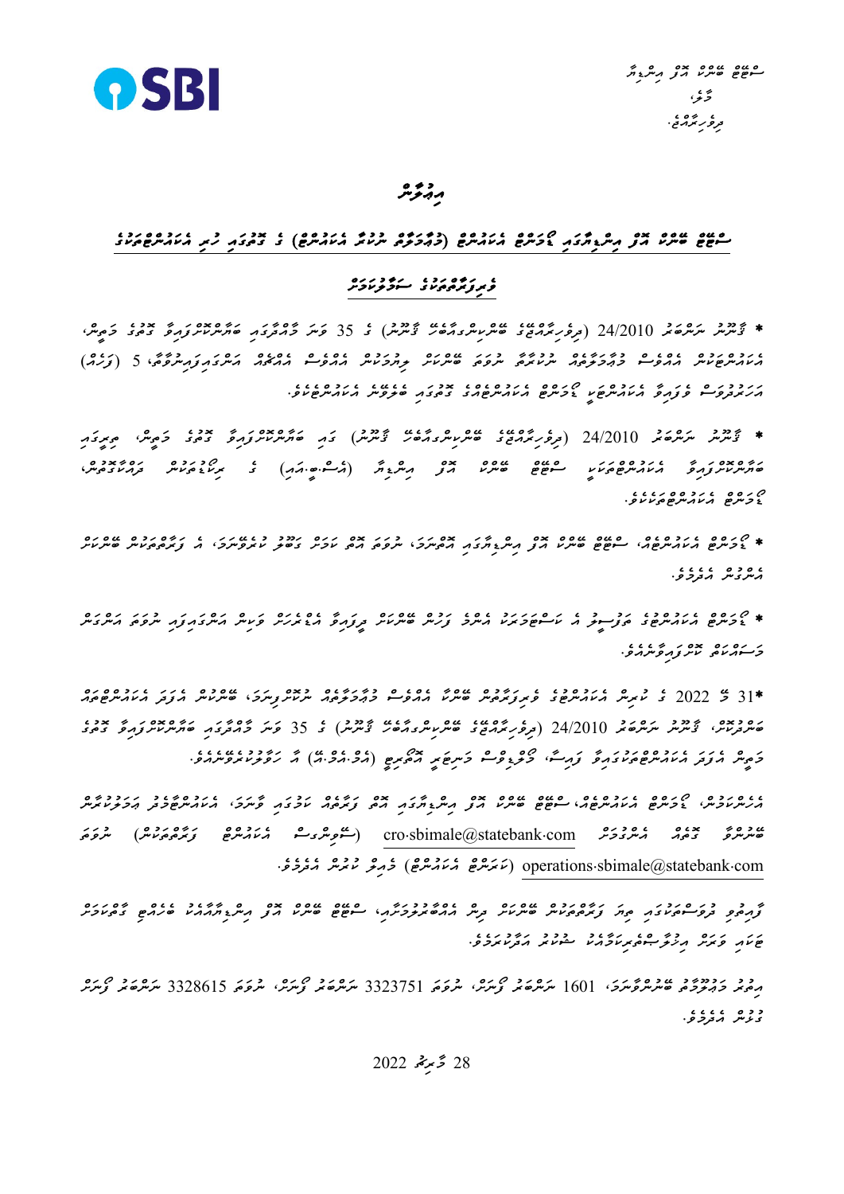ސްޓޭޓް ބޭންކް އޮފް އިންޑިއާ

މާލެ،

ދިވެހިރާއްޖެ.

# އިޢުލާން

## ސްޓޭޓް ބޭންކް އޮފް އިންޑިއާގެ ޑޯމަންޓް އެކައުންޓުތައް (މުއްދަތު ހަމަވާ އެކައުންޓް) ގެ ފޯމާއި ހުރި އެކައުންޓުތަކާއި

### ވިޔަފާރިތަކުގެ ސަމާލުކަމަށް

* ޤާނޫނު ނަންބަރު 24/2010 (ދިވެހިރާއްޖޭގެ ބޭންކިންގއެކްޓް ޤާނޫނު) ގެ 35 ވަނަ މާއްދާގައި ބަޔާންކޮށްފައިވާ ގޮތުގެ މަތިން، އެކައުންޓުތަކުން އެއްވެސް މުއާމަލާތެއް ނުކުރާތާ ނުވަތަ ބޭންކަށް ލިޔުމުން އެއްވެސް އެއްޗެއް އަންގައިދީފައިނުވާތާ 5 (ފަހެއް) އަހަރުވެފައިވާ އެކައުންޓްތަކަކީ ޑޯމަންޓް އެކައުންޓުތަކުގެ ގޮތުގައި ބެލެވޭނެ އެކައުންޓުތަކެވެ.

* ޤާނޫނު ނަންބަރު 24/2010 (ދިވެހިރާއްޖޭގެ ބޭންކިންގއެކްޓް ޤާނޫނު) ގައި ބަޔާންކޮށްފައިވާ ގޮތުގެ މަތިން، ތިރީގައި ބަޔާންކޮށްފައިވާ އެކައުންޓުތަކަކީ ސްޓޭޓް ބޭންކް އޮފް އިންޑިއާ (އެސް.ބީ.އައި) ގެ ރެކޯޑުތަކުން ދައްކާގޮތުން ޑޯމަންޓް އެކައުންޓުތަކެވެ.

* ޑޯމަންޓް އެކައުންޓުތައް، ސްޓޭޓް ބޭންކް އޮފް އިންޑިއާގައި އޮޕަރޭޓް، ނުވަތަ އޮތް ކަމަށް ގެންދާ ކަސްޓަމަރަށް، އެ ފައިސާތަކުން ބޭނުން ކުރެވިދާނެއެވެ.

* ޑޯމަންޓް އެކައުންޓްގެ ތަފްސީލް އެ ކަސްޓަމަރަކަށް އެނގޭނެ ފަދަ ބޭންކަކުން ދިވެހިރާއްޖެ އޭޖެންސީއަށް ފޮނުވަން އަންގައިދީފައި ނުވާތީ އަންގައި ބަލާތަކަށް ކުރިއަށް ގެންދެވެއެވެ.

*31 މާ 2022 ގެ ކުރިން އެކައުންޓުގެ ވިޔަފާރިން ބޭނުމާ އެއްވެސް މުއާމަލާތެއް ނުކޮށްފިނަމަ، ބޭންކުން އެފަދަ އެކައުންޓުތައް ބަންދުކޮށް، ޤާނޫނު ނަންބަރު 24/2010 (ދިވެހިރާއްޖޭގެ ބޭންކިންގއެކްޓް ޤާނޫނު) ގެ 35 ވަނަ މާއްދާގައި ބަޔާންކޮށްފައިވާ ގޮތުގެ މަތިން އެފަދަ އެކައުންޓުތަކުގައިވާ ފައިސާ، މޯލްޑިވްސް މަނިޓަރީ އޮތޯރިޓީ (އެމް.އެމް.އޭ) އާ ހަވާލުކުރެވޭނެއެވެ.

އެހެންކަމުން، ޑޯމަންޓް އެކައުންޓުތައް، ސްޓޭޓް ބޭންކް އޮފް އިންޑިއާގައި އޮތް ވިޔަފާރި ކަމުގައި ވާނަމަ، އެކައުންޓާގުޅޭ އަދާހަކަތައް ބޭންކާ ގުޅުއްވުމަށް އެދެމުން cro·sbimale@statebank·com (ސަޕޯޓިންގ ސެންޓަރު ވިޔަފާރިތަކުން) ނުވަތަ operations·sbimale@statebank·com (އަށަރަ އެކައުންޓް) މެއިލް ކުރުން އެދެމެވެ.

ފާއިތުވި މުވަސްސަލާތުގައި ބެލި ވިޔަފާރިތަކުން ބޭންކަށް ކުރިން އެއްބަސްވުމެއްވާނަމަ، ސްޓޭޓް ބޭންކް އޮފް އިންޑިއާއަކަށް ބެހޭގޮތުން މަޢުލޫމާތު ދިނުމަށް ޗެކްގައި ފަދަ ހިދުމަތްތަކަށް ސަރވިސް އަދާކުރާނެވެ.

އިތުރު މަޢުލޫމާތު ބޭނުންފުޅުނަމަ، 1601 ނަންބަރު ފޯނަށް، 3323751 ނަންބަރު ފޯނަށް، ނުވަތަ 3328615 ނަންބަރު ފޯނަށް ގުޅުން އެދެމެވެ.

28 މާރިޗު 2022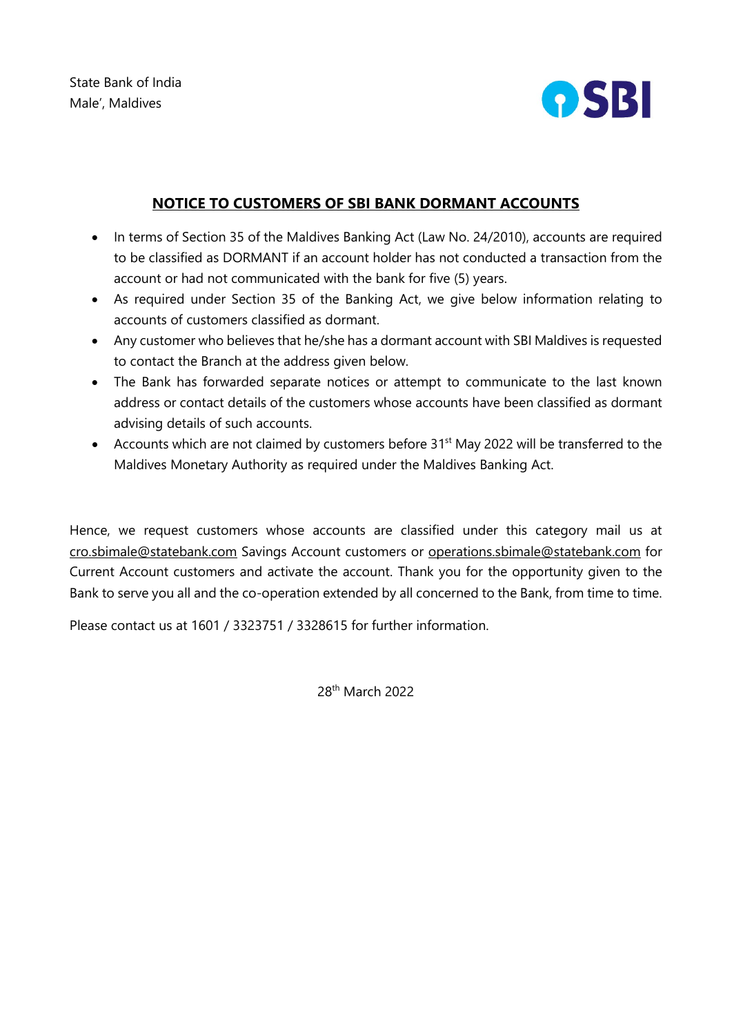State Bank of India
Male', Maldives

SBI

## NOTICE TO CUSTOMERS OF SBI BANK DORMANT ACCOUNTS

- In terms of Section 35 of the Maldives Banking Act (Law No. 24/2010), accounts are required to be classified as DORMANT if an account holder has not conducted a transaction from the account or had not communicated with the bank for five (5) years.
- As required under Section 35 of the Banking Act, we give below information relating to accounts of customers classified as dormant.
- Any customer who believes that he/she has a dormant account with SBI Maldives is requested to contact the Branch at the address given below.
- The Bank has forwarded separate notices or attempt to communicate to the last known address or contact details of the customers whose accounts have been classified as dormant advising details of such accounts.
- Accounts which are not claimed by customers before 31st May 2022 will be transferred to the Maldives Monetary Authority as required under the Maldives Banking Act.

Hence, we request customers whose accounts are classified under this category mail us at cro.sbimale@statebank.com Savings Account customers or operations.sbimale@statebank.com for Current Account customers and activate the account. Thank you for the opportunity given to the Bank to serve you all and the co-operation extended by all concerned to the Bank, from time to time.

Please contact us at 1601 / 3323751 / 3328615 for further information.

28th March 2022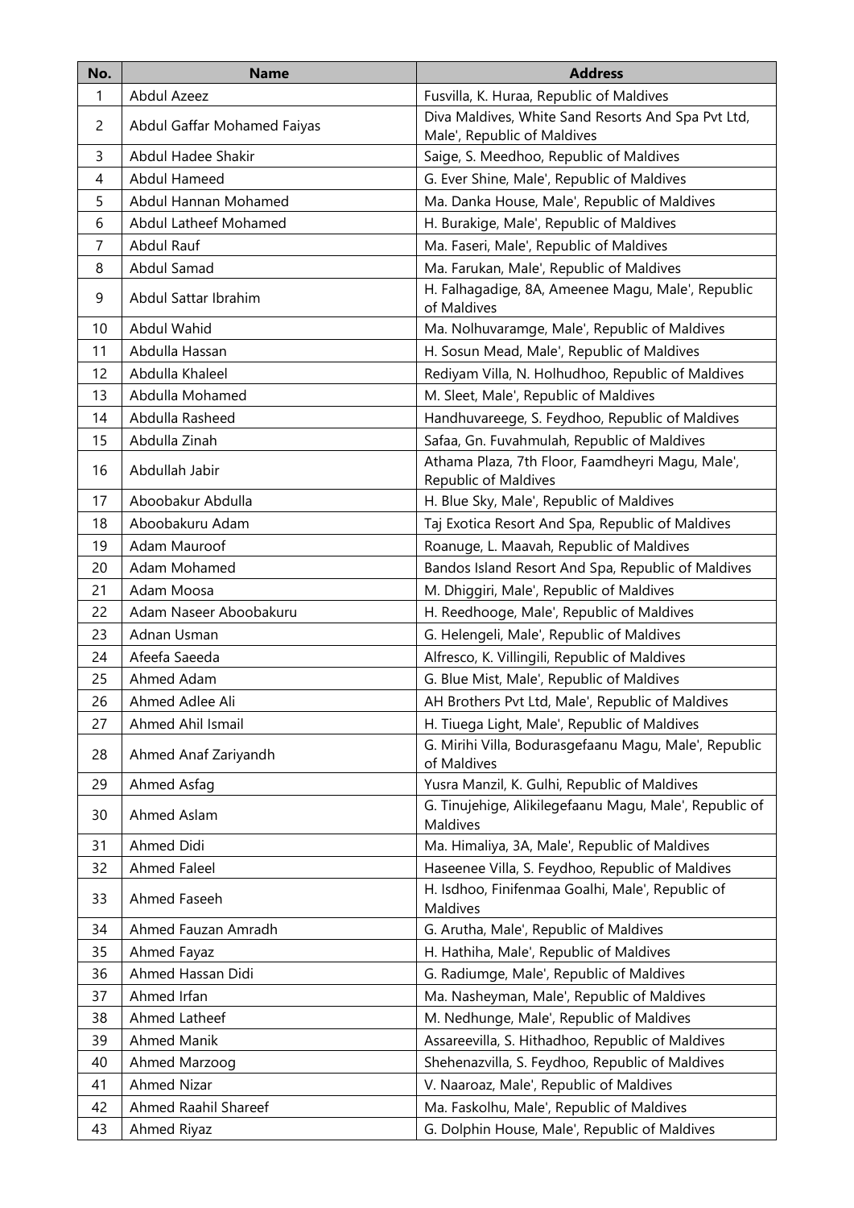| No. | Name | Address |
|---|---|---|
| 1 | Abdul Azeez | Fusvilla, K. Huraa, Republic of Maldives |
| 2 | Abdul Gaffar Mohamed Faiyas | Diva Maldives, White Sand Resorts And Spa Pvt Ltd, Male', Republic of Maldives |
| 3 | Abdul Hadee Shakir | Saige, S. Meedhoo, Republic of Maldives |
| 4 | Abdul Hameed | G. Ever Shine, Male', Republic of Maldives |
| 5 | Abdul Hannan Mohamed | Ma. Danka House, Male', Republic of Maldives |
| 6 | Abdul Latheef Mohamed | H. Burakige, Male', Republic of Maldives |
| 7 | Abdul Rauf | Ma. Faseri, Male', Republic of Maldives |
| 8 | Abdul Samad | Ma. Farukan, Male', Republic of Maldives |
| 9 | Abdul Sattar Ibrahim | H. Falhagadige, 8A, Ameenee Magu, Male', Republic of Maldives |
| 10 | Abdul Wahid | Ma. Nolhuvaramge, Male', Republic of Maldives |
| 11 | Abdulla Hassan | H. Sosun Mead, Male', Republic of Maldives |
| 12 | Abdulla Khaleel | Rediyam Villa, N. Holhudhoo, Republic of Maldives |
| 13 | Abdulla Mohamed | M. Sleet, Male', Republic of Maldives |
| 14 | Abdulla Rasheed | Handhuvareege, S. Feydhoo, Republic of Maldives |
| 15 | Abdulla Zinah | Safaa, Gn. Fuvahmulah, Republic of Maldives |
| 16 | Abdullah Jabir | Athama Plaza, 7th Floor, Faamdheyri Magu, Male', Republic of Maldives |
| 17 | Aboobakur Abdulla | H. Blue Sky, Male', Republic of Maldives |
| 18 | Aboobakuru Adam | Taj Exotica Resort And Spa, Republic of Maldives |
| 19 | Adam Mauroof | Roanuge, L. Maavah, Republic of Maldives |
| 20 | Adam Mohamed | Bandos Island Resort And Spa, Republic of Maldives |
| 21 | Adam Moosa | M. Dhiggiri, Male', Republic of Maldives |
| 22 | Adam Naseer Aboobakuru | H. Reedhooge, Male', Republic of Maldives |
| 23 | Adnan Usman | G. Helengeli, Male', Republic of Maldives |
| 24 | Afeefa Saeeda | Alfresco, K. Villingili, Republic of Maldives |
| 25 | Ahmed Adam | G. Blue Mist, Male', Republic of Maldives |
| 26 | Ahmed Adlee Ali | AH Brothers Pvt Ltd, Male', Republic of Maldives |
| 27 | Ahmed Ahil Ismail | H. Tiuega Light, Male', Republic of Maldives |
| 28 | Ahmed Anaf Zariyandh | G. Mirihi Villa, Bodurasgefaanu Magu, Male', Republic of Maldives |
| 29 | Ahmed Asfag | Yusra Manzil, K. Gulhi, Republic of Maldives |
| 30 | Ahmed Aslam | G. Tinujehige, Alikilegefaanu Magu, Male', Republic of Maldives |
| 31 | Ahmed Didi | Ma. Himaliya, 3A, Male', Republic of Maldives |
| 32 | Ahmed Faleel | Haseenee Villa, S. Feydhoo, Republic of Maldives |
| 33 | Ahmed Faseeh | H. Isdhoo, Finifenmaa Goalhi, Male', Republic of Maldives |
| 34 | Ahmed Fauzan Amradh | G. Arutha, Male', Republic of Maldives |
| 35 | Ahmed Fayaz | H. Hathiha, Male', Republic of Maldives |
| 36 | Ahmed Hassan Didi | G. Radiumge, Male', Republic of Maldives |
| 37 | Ahmed Irfan | Ma. Nasheyman, Male', Republic of Maldives |
| 38 | Ahmed Latheef | M. Nedhunge, Male', Republic of Maldives |
| 39 | Ahmed Manik | Assareevilla, S. Hithadhoo, Republic of Maldives |
| 40 | Ahmed Marzoog | Shehenazvilla, S. Feydhoo, Republic of Maldives |
| 41 | Ahmed Nizar | V. Naaroaz, Male', Republic of Maldives |
| 42 | Ahmed Raahil Shareef | Ma. Faskolhu, Male', Republic of Maldives |
| 43 | Ahmed Riyaz | G. Dolphin House, Male', Republic of Maldives |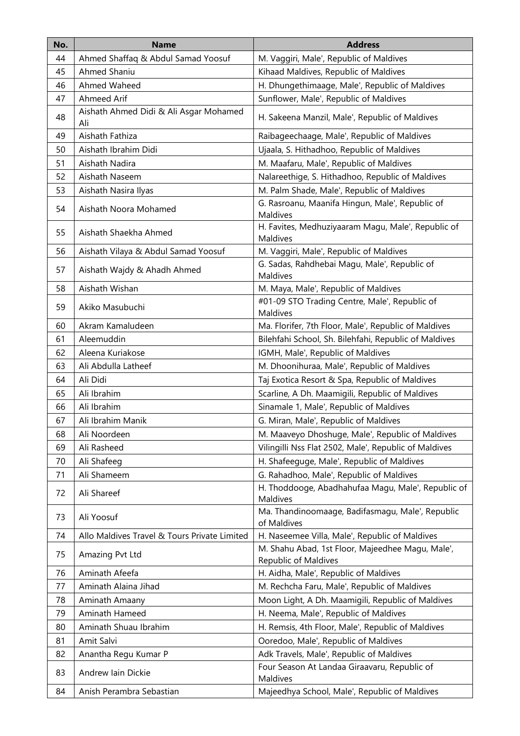| No. | Name | Address |
| --- | --- | --- |
| 44 | Ahmed Shaffaq & Abdul Samad Yoosuf | M. Vaggiri, Male', Republic of Maldives |
| 45 | Ahmed Shaniu | Kihaad Maldives, Republic of Maldives |
| 46 | Ahmed Waheed | H. Dhungethimaage, Male', Republic of Maldives |
| 47 | Ahmeed Arif | Sunflower, Male', Republic of Maldives |
| 48 | Aishath Ahmed Didi & Ali Asgar Mohamed Ali | H. Sakeena Manzil, Male', Republic of Maldives |
| 49 | Aishath Fathiza | Raibageechaage, Male', Republic of Maldives |
| 50 | Aishath Ibrahim Didi | Ujaala, S. Hithadhoo, Republic of Maldives |
| 51 | Aishath Nadira | M. Maafaru, Male', Republic of Maldives |
| 52 | Aishath Naseem | Nalareethige, S. Hithadhoo, Republic of Maldives |
| 53 | Aishath Nasira Ilyas | M. Palm Shade, Male', Republic of Maldives |
| 54 | Aishath Noora Mohamed | G. Rasroanu, Maanifa Hingun, Male', Republic of Maldives |
| 55 | Aishath Shaekha Ahmed | H. Favites, Medhuziyaaram Magu, Male', Republic of Maldives |
| 56 | Aishath Vilaya & Abdul Samad Yoosuf | M. Vaggiri, Male', Republic of Maldives |
| 57 | Aishath Wajdy & Ahadh Ahmed | G. Sadas, Rahdhebai Magu, Male', Republic of Maldives |
| 58 | Aishath Wishan | M. Maya, Male', Republic of Maldives |
| 59 | Akiko Masubuchi | #01-09 STO Trading Centre, Male', Republic of Maldives |
| 60 | Akram Kamaludeen | Ma. Florifer, 7th Floor, Male', Republic of Maldives |
| 61 | Aleemuddin | Bilehfahi School, Sh. Bilehfahi, Republic of Maldives |
| 62 | Aleena Kuriakose | IGMH, Male', Republic of Maldives |
| 63 | Ali Abdulla Latheef | M. Dhoonihuraa, Male', Republic of Maldives |
| 64 | Ali Didi | Taj Exotica Resort & Spa, Republic of Maldives |
| 65 | Ali Ibrahim | Scarline, A Dh. Maamigili, Republic of Maldives |
| 66 | Ali Ibrahim | Sinamale 1, Male', Republic of Maldives |
| 67 | Ali Ibrahim Manik | G. Miran, Male', Republic of Maldives |
| 68 | Ali Noordeen | M. Maaveyo Dhoshuge, Male', Republic of Maldives |
| 69 | Ali Rasheed | Vilingilli Nss Flat 2502, Male', Republic of Maldives |
| 70 | Ali Shafeeg | H. Shafeeguge, Male', Republic of Maldives |
| 71 | Ali Shameem | G. Rahadhoo, Male', Republic of Maldives |
| 72 | Ali Shareef | H. Thoddooge, Abadhahufaa Magu, Male', Republic of Maldives |
| 73 | Ali Yoosuf | Ma. Thandinoomaage, Badifasmagu, Male', Republic of Maldives |
| 74 | Allo Maldives Travel & Tours Private Limited | H. Naseemee Villa, Male', Republic of Maldives |
| 75 | Amazing Pvt Ltd | M. Shahu Abad, 1st Floor, Majeedhee Magu, Male', Republic of Maldives |
| 76 | Aminath Afeefa | H. Aidha, Male', Republic of Maldives |
| 77 | Aminath Alaina Jihad | M. Rechcha Faru, Male', Republic of Maldives |
| 78 | Aminath Amaany | Moon Light, A Dh. Maamigili, Republic of Maldives |
| 79 | Aminath Hameed | H. Neema, Male', Republic of Maldives |
| 80 | Aminath Shuau Ibrahim | H. Remsis, 4th Floor, Male', Republic of Maldives |
| 81 | Amit Salvi | Ooredoo, Male', Republic of Maldives |
| 82 | Anantha Regu Kumar P | Adk Travels, Male', Republic of Maldives |
| 83 | Andrew Iain Dickie | Four Season At Landaa Giraavaru, Republic of Maldives |
| 84 | Anish Perambra Sebastian | Majeedhya School, Male', Republic of Maldives |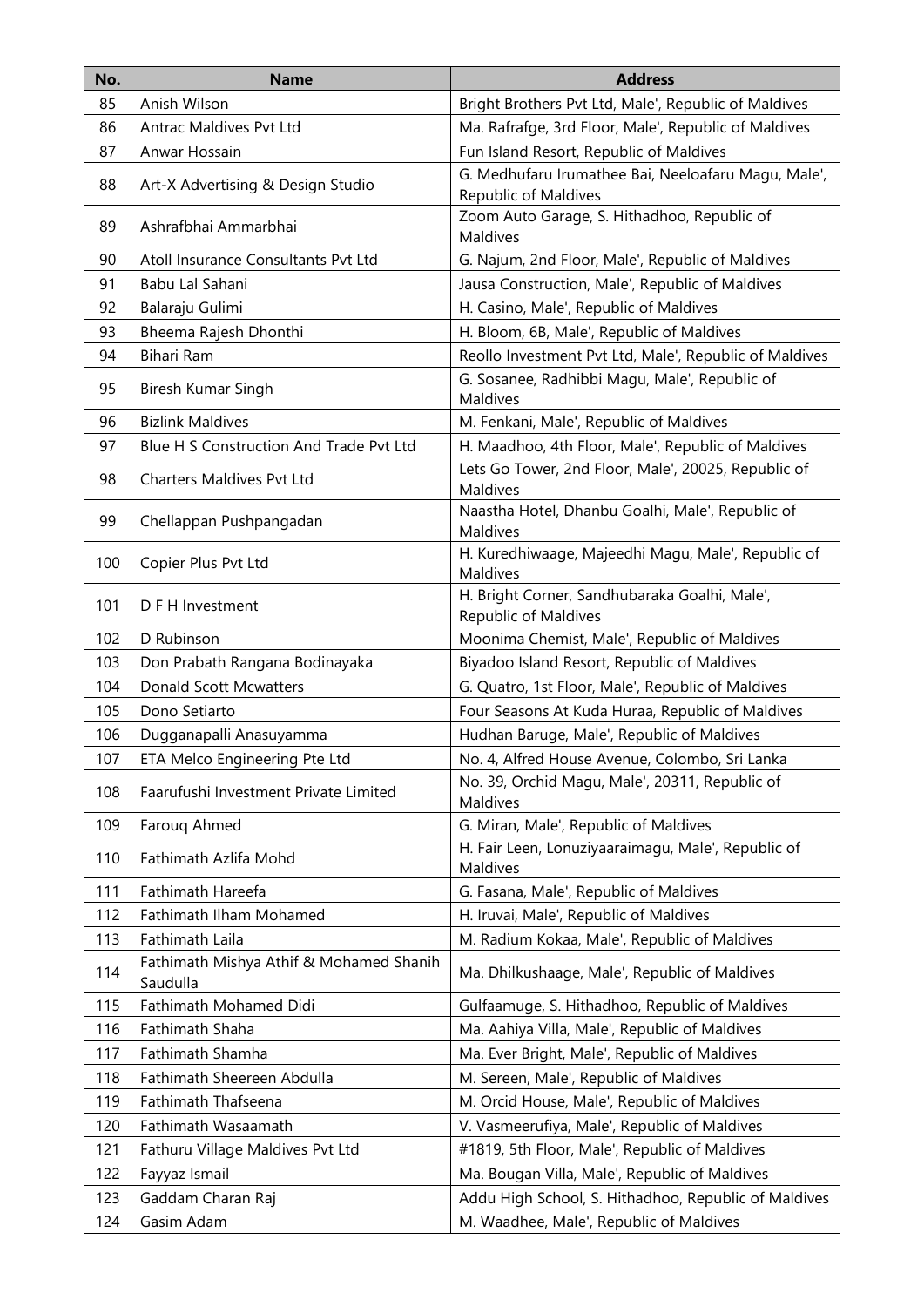| No. | Name | Address |
|---|---|---|
| 85 | Anish Wilson | Bright Brothers Pvt Ltd, Male', Republic of Maldives |
| 86 | Antrac Maldives Pvt Ltd | Ma. Rafrafge, 3rd Floor, Male', Republic of Maldives |
| 87 | Anwar Hossain | Fun Island Resort, Republic of Maldives |
| 88 | Art-X Advertising & Design Studio | G. Medhufaru Irumathee Bai, Neeloafaru Magu, Male', Republic of Maldives |
| 89 | Ashrafbhai Ammarbhai | Zoom Auto Garage, S. Hithadhoo, Republic of Maldives |
| 90 | Atoll Insurance Consultants Pvt Ltd | G. Najum, 2nd Floor, Male', Republic of Maldives |
| 91 | Babu Lal Sahani | Jausa Construction, Male', Republic of Maldives |
| 92 | Balaraju Gulimi | H. Casino, Male', Republic of Maldives |
| 93 | Bheema Rajesh Dhonthi | H. Bloom, 6B, Male', Republic of Maldives |
| 94 | Bihari Ram | Reollo Investment Pvt Ltd, Male', Republic of Maldives |
| 95 | Biresh Kumar Singh | G. Sosanee, Radhibbi Magu, Male', Republic of Maldives |
| 96 | Bizlink Maldives | M. Fenkani, Male', Republic of Maldives |
| 97 | Blue H S Construction And Trade Pvt Ltd | H. Maadhoo, 4th Floor, Male', Republic of Maldives |
| 98 | Charters Maldives Pvt Ltd | Lets Go Tower, 2nd Floor, Male', 20025, Republic of Maldives |
| 99 | Chellappan Pushpangadan | Naastha Hotel, Dhanbu Goalhi, Male', Republic of Maldives |
| 100 | Copier Plus Pvt Ltd | H. Kuredhiwaage, Majeedhi Magu, Male', Republic of Maldives |
| 101 | D F H Investment | H. Bright Corner, Sandhubaraka Goalhi, Male', Republic of Maldives |
| 102 | D Rubinson | Moonima Chemist, Male', Republic of Maldives |
| 103 | Don Prabath Rangana Bodinayaka | Biyadoo Island Resort, Republic of Maldives |
| 104 | Donald Scott Mcwatters | G. Quatro, 1st Floor, Male', Republic of Maldives |
| 105 | Dono Setiarto | Four Seasons At Kuda Huraa, Republic of Maldives |
| 106 | Dugganapalli Anasuyamma | Hudhan Baruge, Male', Republic of Maldives |
| 107 | ETA Melco Engineering Pte Ltd | No. 4, Alfred House Avenue, Colombo, Sri Lanka |
| 108 | Faarufushi Investment Private Limited | No. 39, Orchid Magu, Male', 20311, Republic of Maldives |
| 109 | Farouq Ahmed | G. Miran, Male', Republic of Maldives |
| 110 | Fathimath Azlifa Mohd | H. Fair Leen, Lonuziyaaraimagu, Male', Republic of Maldives |
| 111 | Fathimath Hareefa | G. Fasana, Male', Republic of Maldives |
| 112 | Fathimath Ilham Mohamed | H. Iruvai, Male', Republic of Maldives |
| 113 | Fathimath Laila | M. Radium Kokaa, Male', Republic of Maldives |
| 114 | Fathimath Mishya Athif & Mohamed Shanih Saudulla | Ma. Dhilkushaage, Male', Republic of Maldives |
| 115 | Fathimath Mohamed Didi | Gulfaamuge, S. Hithadhoo, Republic of Maldives |
| 116 | Fathimath Shaha | Ma. Aahiya Villa, Male', Republic of Maldives |
| 117 | Fathimath Shamha | Ma. Ever Bright, Male', Republic of Maldives |
| 118 | Fathimath Sheereen Abdulla | M. Sereen, Male', Republic of Maldives |
| 119 | Fathimath Thafseena | M. Orcid House, Male', Republic of Maldives |
| 120 | Fathimath Wasaamath | V. Vasmeerufiya, Male', Republic of Maldives |
| 121 | Fathuru Village Maldives Pvt Ltd | #1819, 5th Floor, Male', Republic of Maldives |
| 122 | Fayyaz Ismail | Ma. Bougan Villa, Male', Republic of Maldives |
| 123 | Gaddam Charan Raj | Addu High School, S. Hithadhoo, Republic of Maldives |
| 124 | Gasim Adam | M. Waadhee, Male', Republic of Maldives |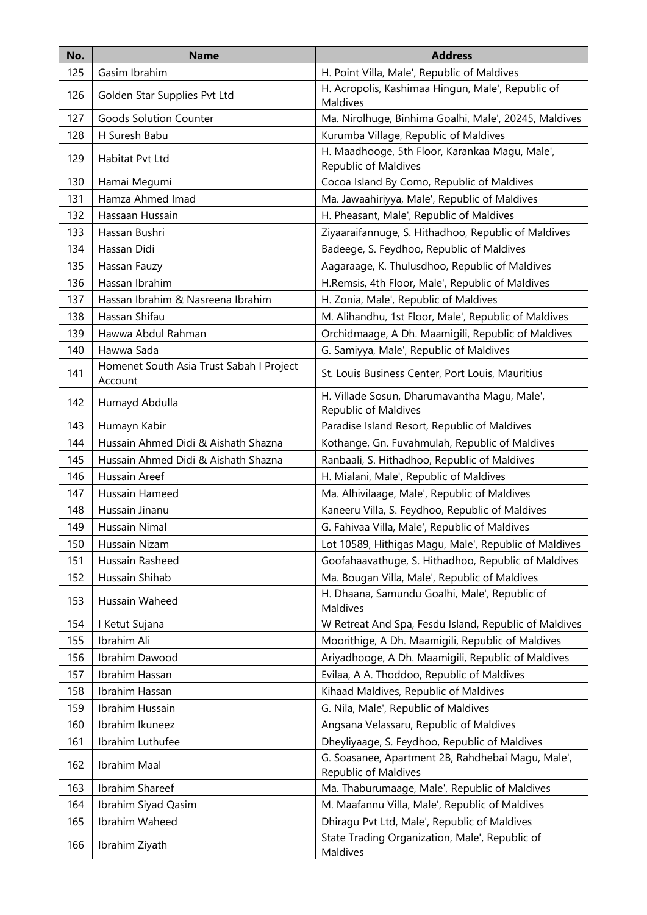| No. | Name | Address |
|---|---|---|
| 125 | Gasim Ibrahim | H. Point Villa, Male', Republic of Maldives |
| 126 | Golden Star Supplies Pvt Ltd | H. Acropolis, Kashimaa Hingun, Male', Republic of Maldives |
| 127 | Goods Solution Counter | Ma. Nirolhuge, Binhima Goalhi, Male', 20245, Maldives |
| 128 | H Suresh Babu | Kurumba Village, Republic of Maldives |
| 129 | Habitat Pvt Ltd | H. Maadhooge, 5th Floor, Karankaa Magu, Male', Republic of Maldives |
| 130 | Hamai Megumi | Cocoa Island By Como, Republic of Maldives |
| 131 | Hamza Ahmed Imad | Ma. Jawaahiriyya, Male', Republic of Maldives |
| 132 | Hassaan Hussain | H. Pheasant, Male', Republic of Maldives |
| 133 | Hassan Bushri | Ziyaaraifannuge, S. Hithadhoo, Republic of Maldives |
| 134 | Hassan Didi | Badeege, S. Feydhoo, Republic of Maldives |
| 135 | Hassan Fauzy | Aagaraage, K. Thulusdhoo, Republic of Maldives |
| 136 | Hassan Ibrahim | H.Remsis, 4th Floor, Male', Republic of Maldives |
| 137 | Hassan Ibrahim & Nasreena Ibrahim | H. Zonia, Male', Republic of Maldives |
| 138 | Hassan Shifau | M. Alihandhu, 1st Floor, Male', Republic of Maldives |
| 139 | Hawwa Abdul Rahman | Orchidmaage, A Dh. Maamigili, Republic of Maldives |
| 140 | Hawwa Sada | G. Samiyya, Male', Republic of Maldives |
| 141 | Homenet South Asia Trust Sabah I Project Account | St. Louis Business Center, Port Louis, Mauritius |
| 142 | Humayd Abdulla | H. Villade Sosun, Dharumavantha Magu, Male', Republic of Maldives |
| 143 | Humayn Kabir | Paradise Island Resort, Republic of Maldives |
| 144 | Hussain Ahmed Didi & Aishath Shazna | Kothange, Gn. Fuvahmulah, Republic of Maldives |
| 145 | Hussain Ahmed Didi & Aishath Shazna | Ranbaali, S. Hithadhoo, Republic of Maldives |
| 146 | Hussain Areef | H. Mialani, Male', Republic of Maldives |
| 147 | Hussain Hameed | Ma. Alhivilaage, Male', Republic of Maldives |
| 148 | Hussain Jinanu | Kaneeru Villa, S. Feydhoo, Republic of Maldives |
| 149 | Hussain Nimal | G. Fahivaa Villa, Male', Republic of Maldives |
| 150 | Hussain Nizam | Lot 10589, Hithigas Magu, Male', Republic of Maldives |
| 151 | Hussain Rasheed | Goofahaavathuge, S. Hithadhoo, Republic of Maldives |
| 152 | Hussain Shihab | Ma. Bougan Villa, Male', Republic of Maldives |
| 153 | Hussain Waheed | H. Dhaana, Samundu Goalhi, Male', Republic of Maldives |
| 154 | I Ketut Sujana | W Retreat And Spa, Fesdu Island, Republic of Maldives |
| 155 | Ibrahim Ali | Moorithige, A Dh. Maamigili, Republic of Maldives |
| 156 | Ibrahim Dawood | Ariyadhooge, A Dh. Maamigili, Republic of Maldives |
| 157 | Ibrahim Hassan | Evilaa, A A. Thoddoo, Republic of Maldives |
| 158 | Ibrahim Hassan | Kihaad Maldives, Republic of Maldives |
| 159 | Ibrahim Hussain | G. Nila, Male', Republic of Maldives |
| 160 | Ibrahim Ikuneez | Angsana Velassaru, Republic of Maldives |
| 161 | Ibrahim Luthufee | Dheyliyaage, S. Feydhoo, Republic of Maldives |
| 162 | Ibrahim Maal | G. Soasanee, Apartment 2B, Rahdhebai Magu, Male', Republic of Maldives |
| 163 | Ibrahim Shareef | Ma. Thaburumaage, Male', Republic of Maldives |
| 164 | Ibrahim Siyad Qasim | M. Maafannu Villa, Male', Republic of Maldives |
| 165 | Ibrahim Waheed | Dhiragu Pvt Ltd, Male', Republic of Maldives |
| 166 | Ibrahim Ziyath | State Trading Organization, Male', Republic of Maldives |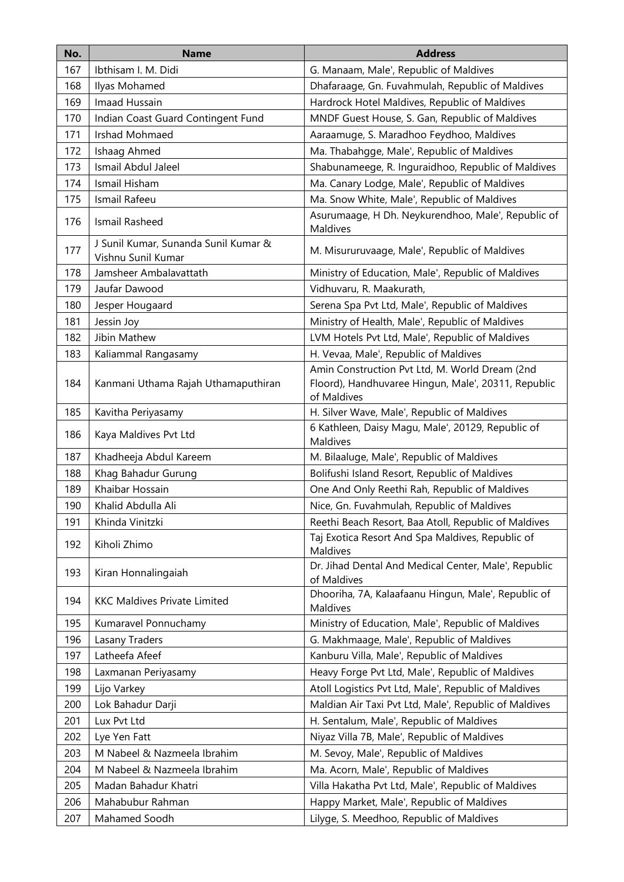| No. | Name | Address |
|---|---|---|
| 167 | Ibthisam I. M. Didi | G. Manaam, Male', Republic of Maldives |
| 168 | Ilyas Mohamed | Dhafaraage, Gn. Fuvahmulah, Republic of Maldives |
| 169 | Imaad Hussain | Hardrock Hotel Maldives, Republic of Maldives |
| 170 | Indian Coast Guard Contingent Fund | MNDF Guest House, S. Gan, Republic of Maldives |
| 171 | Irshad Mohmaed | Aaraamuge, S. Maradhoo Feydhoo, Maldives |
| 172 | Ishaag Ahmed | Ma. Thabahgge, Male', Republic of Maldives |
| 173 | Ismail Abdul Jaleel | Shabunameege, R. Inguraidhoo, Republic of Maldives |
| 174 | Ismail Hisham | Ma. Canary Lodge, Male', Republic of Maldives |
| 175 | Ismail Rafeeu | Ma. Snow White, Male', Republic of Maldives |
| 176 | Ismail Rasheed | Asurumaage, H Dh. Neykurendhoo, Male', Republic of Maldives |
| 177 | J Sunil Kumar, Sunanda Sunil Kumar & Vishnu Sunil Kumar | M. Misururuvaage, Male', Republic of Maldives |
| 178 | Jamsheer Ambalavattath | Ministry of Education, Male', Republic of Maldives |
| 179 | Jaufar Dawood | Vidhuvaru, R. Maakurath, |
| 180 | Jesper Hougaard | Serena Spa Pvt Ltd, Male', Republic of Maldives |
| 181 | Jessin Joy | Ministry of Health, Male', Republic of Maldives |
| 182 | Jibin Mathew | LVM Hotels Pvt Ltd, Male', Republic of Maldives |
| 183 | Kaliammal Rangasamy | H. Vevaa, Male', Republic of Maldives |
| 184 | Kanmani Uthama Rajah Uthamaputhiran | Amin Construction Pvt Ltd, M. World Dream (2nd Floord), Handhuvaree Hingun, Male', 20311, Republic of Maldives |
| 185 | Kavitha Periyasamy | H. Silver Wave, Male', Republic of Maldives |
| 186 | Kaya Maldives Pvt Ltd | 6 Kathleen, Daisy Magu, Male', 20129, Republic of Maldives |
| 187 | Khadheeja Abdul Kareem | M. Bilaaluge, Male', Republic of Maldives |
| 188 | Khag Bahadur Gurung | Bolifushi Island Resort, Republic of Maldives |
| 189 | Khaibar Hossain | One And Only Reethi Rah, Republic of Maldives |
| 190 | Khalid Abdulla Ali | Nice, Gn. Fuvahmulah, Republic of Maldives |
| 191 | Khinda Vinitzki | Reethi Beach Resort, Baa Atoll, Republic of Maldives |
| 192 | Kiholi Zhimo | Taj Exotica Resort And Spa Maldives, Republic of Maldives |
| 193 | Kiran Honnalingaiah | Dr. Jihad Dental And Medical Center, Male', Republic of Maldives |
| 194 | KKC Maldives Private Limited | Dhooriha, 7A, Kalaafaanu Hingun, Male', Republic of Maldives |
| 195 | Kumaravel Ponnuchamy | Ministry of Education, Male', Republic of Maldives |
| 196 | Lasany Traders | G. Makhmaage, Male', Republic of Maldives |
| 197 | Latheefa Afeef | Kanburu Villa, Male', Republic of Maldives |
| 198 | Laxmanan Periyasamy | Heavy Forge Pvt Ltd, Male', Republic of Maldives |
| 199 | Lijo Varkey | Atoll Logistics Pvt Ltd, Male', Republic of Maldives |
| 200 | Lok Bahadur Darji | Maldian Air Taxi Pvt Ltd, Male', Republic of Maldives |
| 201 | Lux Pvt Ltd | H. Sentalum, Male', Republic of Maldives |
| 202 | Lye Yen Fatt | Niyaz Villa 7B, Male', Republic of Maldives |
| 203 | M Nabeel & Nazmeela Ibrahim | M. Sevoy, Male', Republic of Maldives |
| 204 | M Nabeel & Nazmeela Ibrahim | Ma. Acorn, Male', Republic of Maldives |
| 205 | Madan Bahadur Khatri | Villa Hakatha Pvt Ltd, Male', Republic of Maldives |
| 206 | Mahabubur Rahman | Happy Market, Male', Republic of Maldives |
| 207 | Mahamed Soodh | Lilyge, S. Meedhoo, Republic of Maldives |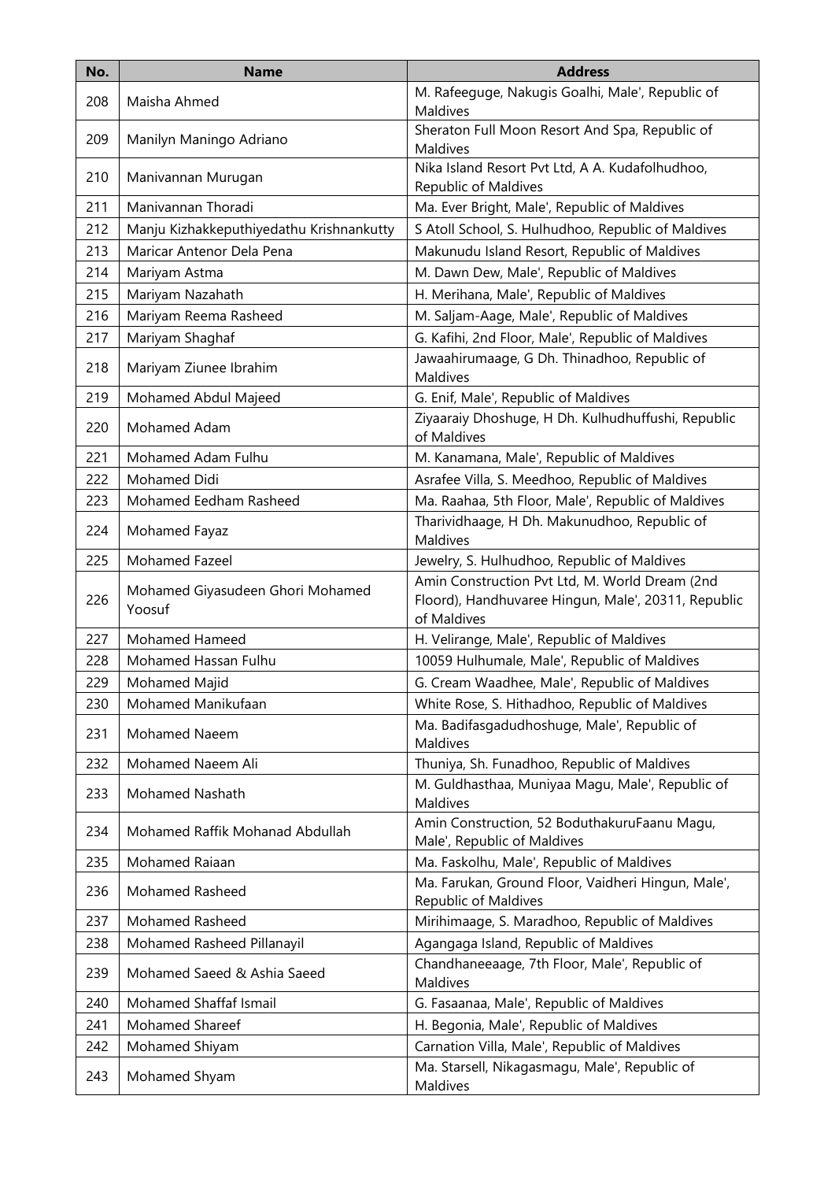| No. | Name | Address |
| --- | --- | --- |
| 208 | Maisha Ahmed | M. Rafeeguge, Nakugis Goalhi, Male', Republic of Maldives |
| 209 | Manilyn Maningo Adriano | Sheraton Full Moon Resort And Spa, Republic of Maldives |
| 210 | Manivannan Murugan | Nika Island Resort Pvt Ltd, A A. Kudafolhudhoo, Republic of Maldives |
| 211 | Manivannan Thoradi | Ma. Ever Bright, Male', Republic of Maldives |
| 212 | Manju Kizhakkeputhiyedathu Krishnankutty | S Atoll School, S. Hulhudhoo, Republic of Maldives |
| 213 | Maricar Antenor Dela Pena | Makunudu Island Resort, Republic of Maldives |
| 214 | Mariyam Astma | M. Dawn Dew, Male', Republic of Maldives |
| 215 | Mariyam Nazahath | H. Merihana, Male', Republic of Maldives |
| 216 | Mariyam Reema Rasheed | M. Saljam-Aage, Male', Republic of Maldives |
| 217 | Mariyam Shaghaf | G. Kafihi, 2nd Floor, Male', Republic of Maldives |
| 218 | Mariyam Ziunee Ibrahim | Jawaahirumaage, G Dh. Thinadhoo, Republic of Maldives |
| 219 | Mohamed Abdul Majeed | G. Enif, Male', Republic of Maldives |
| 220 | Mohamed Adam | Ziyaaraiy Dhoshuge, H Dh. Kulhudhuffushi, Republic of Maldives |
| 221 | Mohamed Adam Fulhu | M. Kanamana, Male', Republic of Maldives |
| 222 | Mohamed Didi | Asrafee Villa, S. Meedhoo, Republic of Maldives |
| 223 | Mohamed Eedham Rasheed | Ma. Raahaa, 5th Floor, Male', Republic of Maldives |
| 224 | Mohamed Fayaz | Tharividhaage, H Dh. Makunudhoo, Republic of Maldives |
| 225 | Mohamed Fazeel | Jewelry, S. Hulhudhoo, Republic of Maldives |
| 226 | Mohamed Giyasudeen Ghori Mohamed Yoosuf | Amin Construction Pvt Ltd, M. World Dream (2nd Floord), Handhuvaree Hingun, Male', 20311, Republic of Maldives |
| 227 | Mohamed Hameed | H. Velirange, Male', Republic of Maldives |
| 228 | Mohamed Hassan Fulhu | 10059 Hulhumale, Male', Republic of Maldives |
| 229 | Mohamed Majid | G. Cream Waadhee, Male', Republic of Maldives |
| 230 | Mohamed Manikufaan | White Rose, S. Hithadhoo, Republic of Maldives |
| 231 | Mohamed Naeem | Ma. Badifasgadudhoshuge, Male', Republic of Maldives |
| 232 | Mohamed Naeem Ali | Thuniya, Sh. Funadhoo, Republic of Maldives |
| 233 | Mohamed Nashath | M. Guldhasthaa, Muniyaa Magu, Male', Republic of Maldives |
| 234 | Mohamed Raffik Mohanad Abdullah | Amin Construction, 52 BoduthakuruFaanu Magu, Male', Republic of Maldives |
| 235 | Mohamed Raiaan | Ma. Faskolhu, Male', Republic of Maldives |
| 236 | Mohamed Rasheed | Ma. Farukan, Ground Floor, Vaidheri Hingun, Male', Republic of Maldives |
| 237 | Mohamed Rasheed | Mirihimaage, S. Maradhoo, Republic of Maldives |
| 238 | Mohamed Rasheed Pillanayil | Agangaga Island, Republic of Maldives |
| 239 | Mohamed Saeed & Ashia Saeed | Chandhaneeaage, 7th Floor, Male', Republic of Maldives |
| 240 | Mohamed Shaffaf Ismail | G. Fasaanaa, Male', Republic of Maldives |
| 241 | Mohamed Shareef | H. Begonia, Male', Republic of Maldives |
| 242 | Mohamed Shiyam | Carnation Villa, Male', Republic of Maldives |
| 243 | Mohamed Shyam | Ma. Starsell, Nikagasmagu, Male', Republic of Maldives |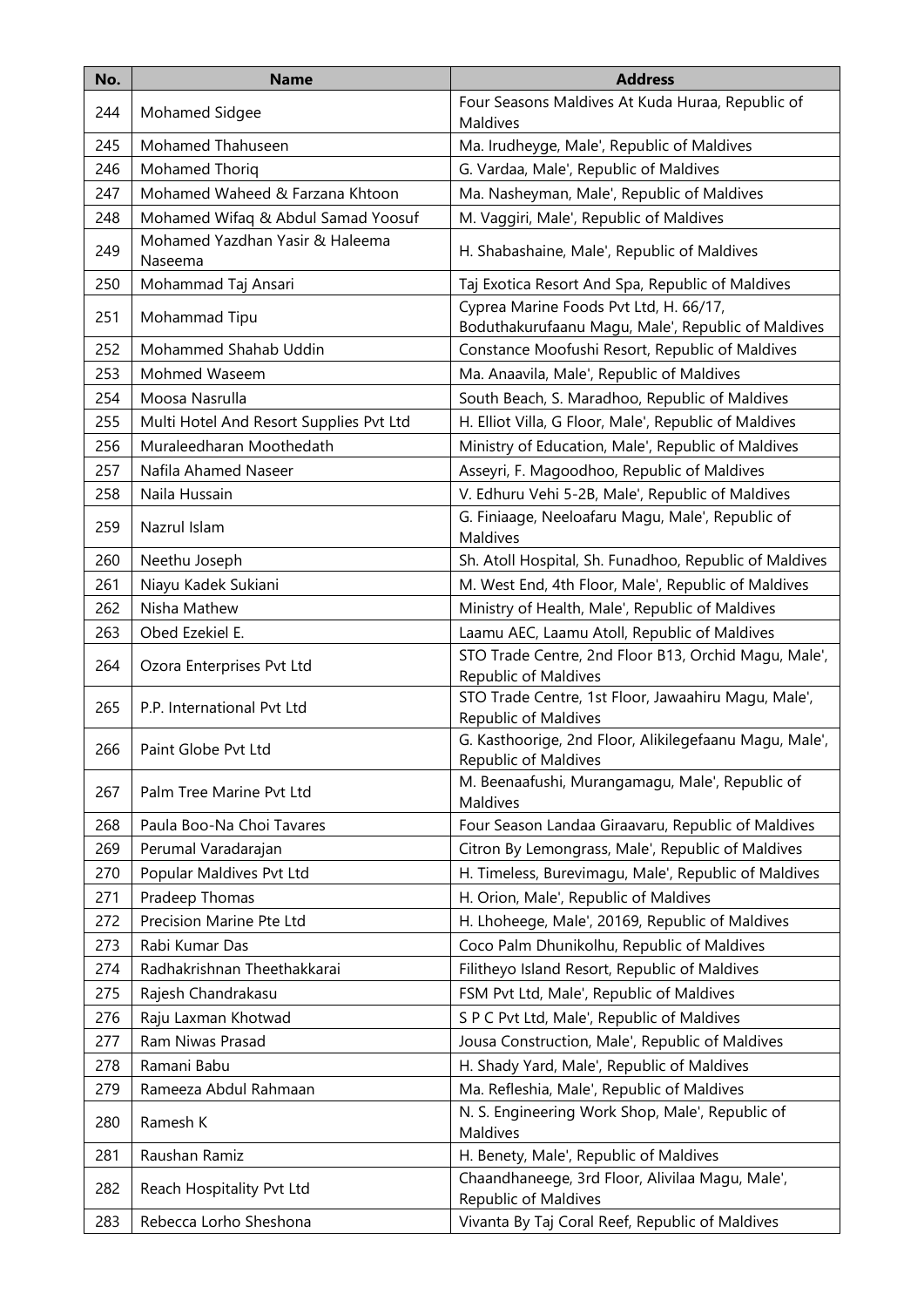| No. | Name | Address |
|---|---|---|
| 244 | Mohamed Sidgee | Four Seasons Maldives At Kuda Huraa, Republic of Maldives |
| 245 | Mohamed Thahuseen | Ma. Irudheyge, Male', Republic of Maldives |
| 246 | Mohamed Thoriq | G. Vardaa, Male', Republic of Maldives |
| 247 | Mohamed Waheed & Farzana Khtoon | Ma. Nasheyman, Male', Republic of Maldives |
| 248 | Mohamed Wifaq & Abdul Samad Yoosuf | M. Vaggiri, Male', Republic of Maldives |
| 249 | Mohamed Yazdhan Yasir & Haleema Naseema | H. Shabashaine, Male', Republic of Maldives |
| 250 | Mohammad Taj Ansari | Taj Exotica Resort And Spa, Republic of Maldives |
| 251 | Mohammad Tipu | Cyprea Marine Foods Pvt Ltd, H. 66/17, Boduthakurufaanu Magu, Male', Republic of Maldives |
| 252 | Mohammed Shahab Uddin | Constance Moofushi Resort, Republic of Maldives |
| 253 | Mohmed Waseem | Ma. Anaavila, Male', Republic of Maldives |
| 254 | Moosa Nasrulla | South Beach, S. Maradhoo, Republic of Maldives |
| 255 | Multi Hotel And Resort Supplies Pvt Ltd | H. Elliot Villa, G Floor, Male', Republic of Maldives |
| 256 | Muraleedharan Moothedath | Ministry of Education, Male', Republic of Maldives |
| 257 | Nafila Ahamed Naseer | Asseyri, F. Magoodhoo, Republic of Maldives |
| 258 | Naila Hussain | V. Edhuru Vehi 5-2B, Male', Republic of Maldives |
| 259 | Nazrul Islam | G. Finiaage, Neeloafaru Magu, Male', Republic of Maldives |
| 260 | Neethu Joseph | Sh. Atoll Hospital, Sh. Funadhoo, Republic of Maldives |
| 261 | Niayu Kadek Sukiani | M. West End, 4th Floor, Male', Republic of Maldives |
| 262 | Nisha Mathew | Ministry of Health, Male', Republic of Maldives |
| 263 | Obed Ezekiel E. | Laamu AEC, Laamu Atoll, Republic of Maldives |
| 264 | Ozora Enterprises Pvt Ltd | STO Trade Centre, 2nd Floor B13, Orchid Magu, Male', Republic of Maldives |
| 265 | P.P. International Pvt Ltd | STO Trade Centre, 1st Floor, Jawaahiru Magu, Male', Republic of Maldives |
| 266 | Paint Globe Pvt Ltd | G. Kasthoorige, 2nd Floor, Alikilegefaanu Magu, Male', Republic of Maldives |
| 267 | Palm Tree Marine Pvt Ltd | M. Beenaafushi, Murangamagu, Male', Republic of Maldives |
| 268 | Paula Boo-Na Choi Tavares | Four Season Landaa Giraavaru, Republic of Maldives |
| 269 | Perumal Varadarajan | Citron By Lemongrass, Male', Republic of Maldives |
| 270 | Popular Maldives Pvt Ltd | H. Timeless, Burevimagu, Male', Republic of Maldives |
| 271 | Pradeep Thomas | H. Orion, Male', Republic of Maldives |
| 272 | Precision Marine Pte Ltd | H. Lhoheege, Male', 20169, Republic of Maldives |
| 273 | Rabi Kumar Das | Coco Palm Dhunikolhu, Republic of Maldives |
| 274 | Radhakrishnan Theethakkarai | Filitheyo Island Resort, Republic of Maldives |
| 275 | Rajesh Chandrakasu | FSM Pvt Ltd, Male', Republic of Maldives |
| 276 | Raju Laxman Khotwad | S P C Pvt Ltd, Male', Republic of Maldives |
| 277 | Ram Niwas Prasad | Jousa Construction, Male', Republic of Maldives |
| 278 | Ramani Babu | H. Shady Yard, Male', Republic of Maldives |
| 279 | Rameeza Abdul Rahmaan | Ma. Refleshia, Male', Republic of Maldives |
| 280 | Ramesh K | N. S. Engineering Work Shop, Male', Republic of Maldives |
| 281 | Raushan Ramiz | H. Benety, Male', Republic of Maldives |
| 282 | Reach Hospitality Pvt Ltd | Chaandhaneege, 3rd Floor, Alivilaa Magu, Male', Republic of Maldives |
| 283 | Rebecca Lorho Sheshona | Vivanta By Taj Coral Reef, Republic of Maldives |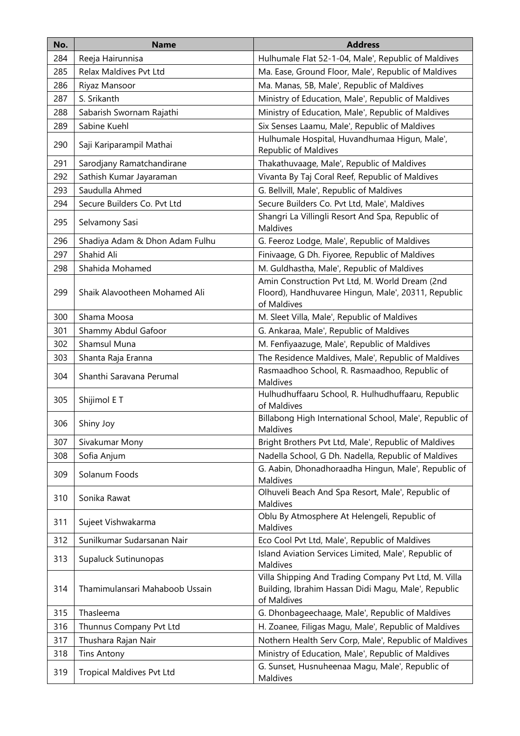| No. | Name | Address |
|---|---|---|
| 284 | Reeja Hairunnisa | Hulhumale Flat 52-1-04, Male', Republic of Maldives |
| 285 | Relax Maldives Pvt Ltd | Ma. Ease, Ground Floor, Male', Republic of Maldives |
| 286 | Riyaz Mansoor | Ma. Manas, 5B, Male', Republic of Maldives |
| 287 | S. Srikanth | Ministry of Education, Male', Republic of Maldives |
| 288 | Sabarish Swornam Rajathi | Ministry of Education, Male', Republic of Maldives |
| 289 | Sabine Kuehl | Six Senses Laamu, Male', Republic of Maldives |
| 290 | Saji Kariparampil Mathai | Hulhumale Hospital, Huvandhumaa Higun, Male', Republic of Maldives |
| 291 | Sarodjany Ramatchandirane | Thakathuvaage, Male', Republic of Maldives |
| 292 | Sathish Kumar Jayaraman | Vivanta By Taj Coral Reef, Republic of Maldives |
| 293 | Saudulla Ahmed | G. Bellvill, Male', Republic of Maldives |
| 294 | Secure Builders Co. Pvt Ltd | Secure Builders Co. Pvt Ltd, Male', Maldives |
| 295 | Selvamony Sasi | Shangri La Villingli Resort And Spa, Republic of Maldives |
| 296 | Shadiya Adam & Dhon Adam Fulhu | G. Feeroz Lodge, Male', Republic of Maldives |
| 297 | Shahid Ali | Finivaage, G Dh. Fiyoree, Republic of Maldives |
| 298 | Shahida Mohamed | M. Guldhastha, Male', Republic of Maldives |
| 299 | Shaik Alavootheen Mohamed Ali | Amin Construction Pvt Ltd, M. World Dream (2nd Floord), Handhuvaree Hingun, Male', 20311, Republic of Maldives |
| 300 | Shama Moosa | M. Sleet Villa, Male', Republic of Maldives |
| 301 | Shammy Abdul Gafoor | G. Ankaraa, Male', Republic of Maldives |
| 302 | Shamsul Muna | M. Fenfiyaazuge, Male', Republic of Maldives |
| 303 | Shanta Raja Eranna | The Residence Maldives, Male', Republic of Maldives |
| 304 | Shanthi Saravana Perumal | Rasmaadhoo School, R. Rasmaadhoo, Republic of Maldives |
| 305 | Shijimol E T | Hulhudhuffaaru School, R. Hulhudhuffaaru, Republic of Maldives |
| 306 | Shiny Joy | Billabong High International School, Male', Republic of Maldives |
| 307 | Sivakumar Mony | Bright Brothers Pvt Ltd, Male', Republic of Maldives |
| 308 | Sofia Anjum | Nadella School, G Dh. Nadella, Republic of Maldives |
| 309 | Solanum Foods | G. Aabin, Dhonadhoraadha Hingun, Male', Republic of Maldives |
| 310 | Sonika Rawat | Olhuveli Beach And Spa Resort, Male', Republic of Maldives |
| 311 | Sujeet Vishwakarma | Oblu By Atmosphere At Helengeli, Republic of Maldives |
| 312 | Sunilkumar Sudarsanan Nair | Eco Cool Pvt Ltd, Male', Republic of Maldives |
| 313 | Supaluck Sutinunopas | Island Aviation Services Limited, Male', Republic of Maldives |
| 314 | Thamimulansari Mahaboob Ussain | Villa Shipping And Trading Company Pvt Ltd, M. Villa Building, Ibrahim Hassan Didi Magu, Male', Republic of Maldives |
| 315 | Thasleema | G. Dhonbageechaage, Male', Republic of Maldives |
| 316 | Thunnus Company Pvt Ltd | H. Zoanee, Filigas Magu, Male', Republic of Maldives |
| 317 | Thushara Rajan Nair | Nothern Health Serv Corp, Male', Republic of Maldives |
| 318 | Tins Antony | Ministry of Education, Male', Republic of Maldives |
| 319 | Tropical Maldives Pvt Ltd | G. Sunset, Husnuheenaa Magu, Male', Republic of Maldives |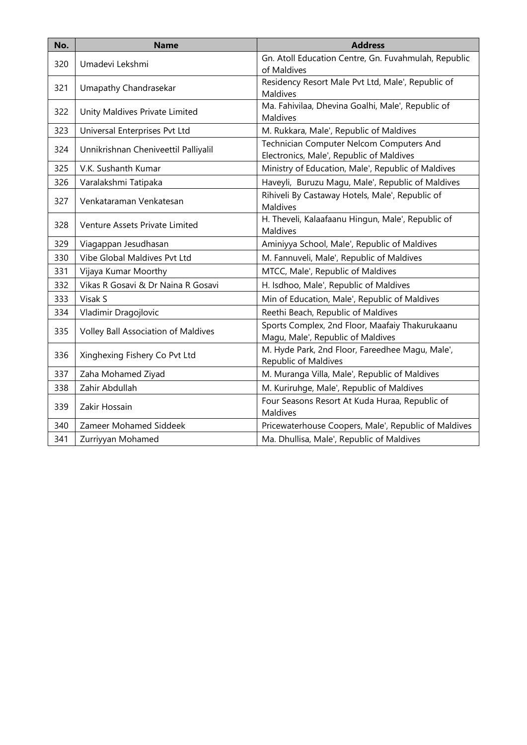| No. | Name | Address |
|---|---|---|
| 320 | Umadevi Lekshmi | Gn. Atoll Education Centre, Gn. Fuvahmulah, Republic of Maldives |
| 321 | Umapathy Chandrasekar | Residency Resort Male Pvt Ltd, Male', Republic of Maldives |
| 322 | Unity Maldives Private Limited | Ma. Fahivilaa, Dhevina Goalhi, Male', Republic of Maldives |
| 323 | Universal Enterprises Pvt Ltd | M. Rukkara, Male', Republic of Maldives |
| 324 | Unnikrishnan Cheniveettil Palliyalil | Technician Computer Nelcom Computers And Electronics, Male', Republic of Maldives |
| 325 | V.K. Sushanth Kumar | Ministry of Education, Male', Republic of Maldives |
| 326 | Varalakshmi Tatipaka | Haveyli, Buruzu Magu, Male', Republic of Maldives |
| 327 | Venkataraman Venkatesan | Rihiveli By Castaway Hotels, Male', Republic of Maldives |
| 328 | Venture Assets Private Limited | H. Theveli, Kalaafaanu Hingun, Male', Republic of Maldives |
| 329 | Viagappan Jesudhasan | Aminiyya School, Male', Republic of Maldives |
| 330 | Vibe Global Maldives Pvt Ltd | M. Fannuveli, Male', Republic of Maldives |
| 331 | Vijaya Kumar Moorthy | MTCC, Male', Republic of Maldives |
| 332 | Vikas R Gosavi & Dr Naina R Gosavi | H. Isdhoo, Male', Republic of Maldives |
| 333 | Visak S | Min of Education, Male', Republic of Maldives |
| 334 | Vladimir Dragojlovic | Reethi Beach, Republic of Maldives |
| 335 | Volley Ball Association of Maldives | Sports Complex, 2nd Floor, Maafaiy Thakurukaanu Magu, Male', Republic of Maldives |
| 336 | Xinghexing Fishery Co Pvt Ltd | M. Hyde Park, 2nd Floor, Fareedhee Magu, Male', Republic of Maldives |
| 337 | Zaha Mohamed Ziyad | M. Muranga Villa, Male', Republic of Maldives |
| 338 | Zahir Abdullah | M. Kuriruhge, Male', Republic of Maldives |
| 339 | Zakir Hossain | Four Seasons Resort At Kuda Huraa, Republic of Maldives |
| 340 | Zameer Mohamed Siddeek | Pricewaterhouse Coopers, Male', Republic of Maldives |
| 341 | Zurriyyan Mohamed | Ma. Dhullisa, Male', Republic of Maldives |